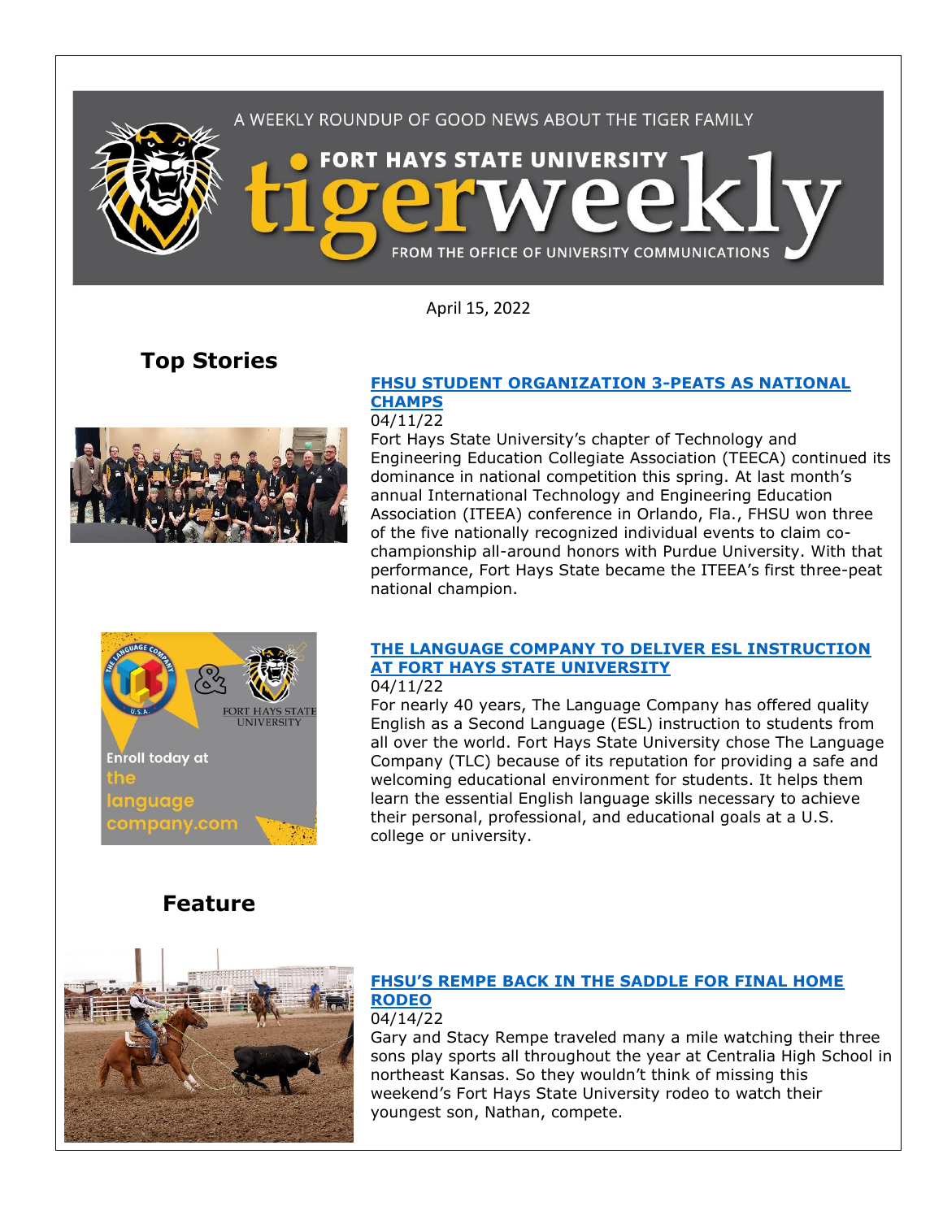A WEEKLY ROUNDUP OF GOOD NEWS ABOUT THE TIGER FAMILY

# FORT HAYS STATE UNIVERSITY tigerweekly

FROM THE OFFICE OF UNIVERSITY COMMUNICATIONS

April 15, 2022

## Top Stories

### FHSU STUDENT ORGANIZATION 3-PEATS AS NATIONAL CHAMPS

04/11/22

Fort Hays State University's chapter of Technology and Engineering Education Collegiate Association (TEECA) continued its dominance in national competition this spring. At last month's annual International Technology and Engineering Education Association (ITEEA) conference in Orlando, Fla., FHSU won three of the five nationally recognized individual events to claim co-championship all-around honors with Purdue University. With that performance, Fort Hays State became the ITEEA's first three-peat national champion.

### THE LANGUAGE COMPANY TO DELIVER ESL INSTRUCTION AT FORT HAYS STATE UNIVERSITY

04/11/22

For nearly 40 years, The Language Company has offered quality English as a Second Language (ESL) instruction to students from all over the world. Fort Hays State University chose The Language Company (TLC) because of its reputation for providing a safe and welcoming educational environment for students. It helps them learn the essential English language skills necessary to achieve their personal, professional, and educational goals at a U.S. college or university.

## Feature

### FHSU'S REMPE BACK IN THE SADDLE FOR FINAL HOME RODEO

04/14/22

Gary and Stacy Rempe traveled many a mile watching their three sons play sports all throughout the year at Centralia High School in northeast Kansas. So they wouldn't think of missing this weekend's Fort Hays State University rodeo to watch their youngest son, Nathan, compete.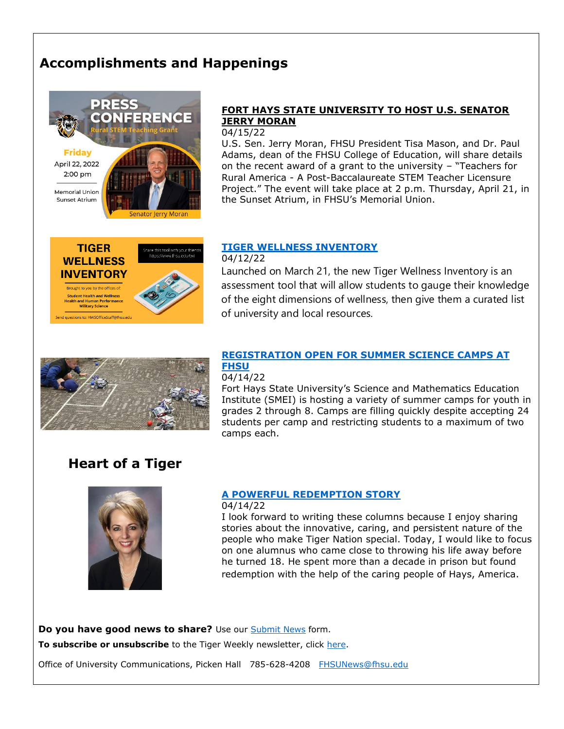## Accomplishments and Happenings

**FORT HAYS STATE UNIVERSITY TO HOST U.S. SENATOR JERRY MORAN**

04/15/22

U.S. Sen. Jerry Moran, FHSU President Tisa Mason, and Dr. Paul Adams, dean of the FHSU College of Education, will share details on the recent award of a grant to the university – "Teachers for Rural America - A Post-Baccalaureate STEM Teacher Licensure Project." The event will take place at 2 p.m. Thursday, April 21, in the Sunset Atrium, in FHSU's Memorial Union.

**TIGER WELLNESS INVENTORY**

04/12/22

Launched on March 21, the new Tiger Wellness Inventory is an assessment tool that will allow students to gauge their knowledge of the eight dimensions of wellness, then give them a curated list of university and local resources.

**REGISTRATION OPEN FOR SUMMER SCIENCE CAMPS AT FHSU**

04/14/22

Fort Hays State University's Science and Mathematics Education Institute (SMEI) is hosting a variety of summer camps for youth in grades 2 through 8. Camps are filling quickly despite accepting 24 students per camp and restricting students to a maximum of two camps each.

## Heart of a Tiger

**A POWERFUL REDEMPTION STORY**

04/14/22

I look forward to writing these columns because I enjoy sharing stories about the innovative, caring, and persistent nature of the people who make Tiger Nation special. Today, I would like to focus on one alumnus who came close to throwing his life away before he turned 18. He spent more than a decade in prison but found redemption with the help of the caring people of Hays, America.

**Do you have good news to share?** Use our Submit News form.

**To subscribe or unsubscribe** to the Tiger Weekly newsletter, click here.

Office of University Communications, Picken Hall 785-628-4208 FHSUNews@fhsu.edu